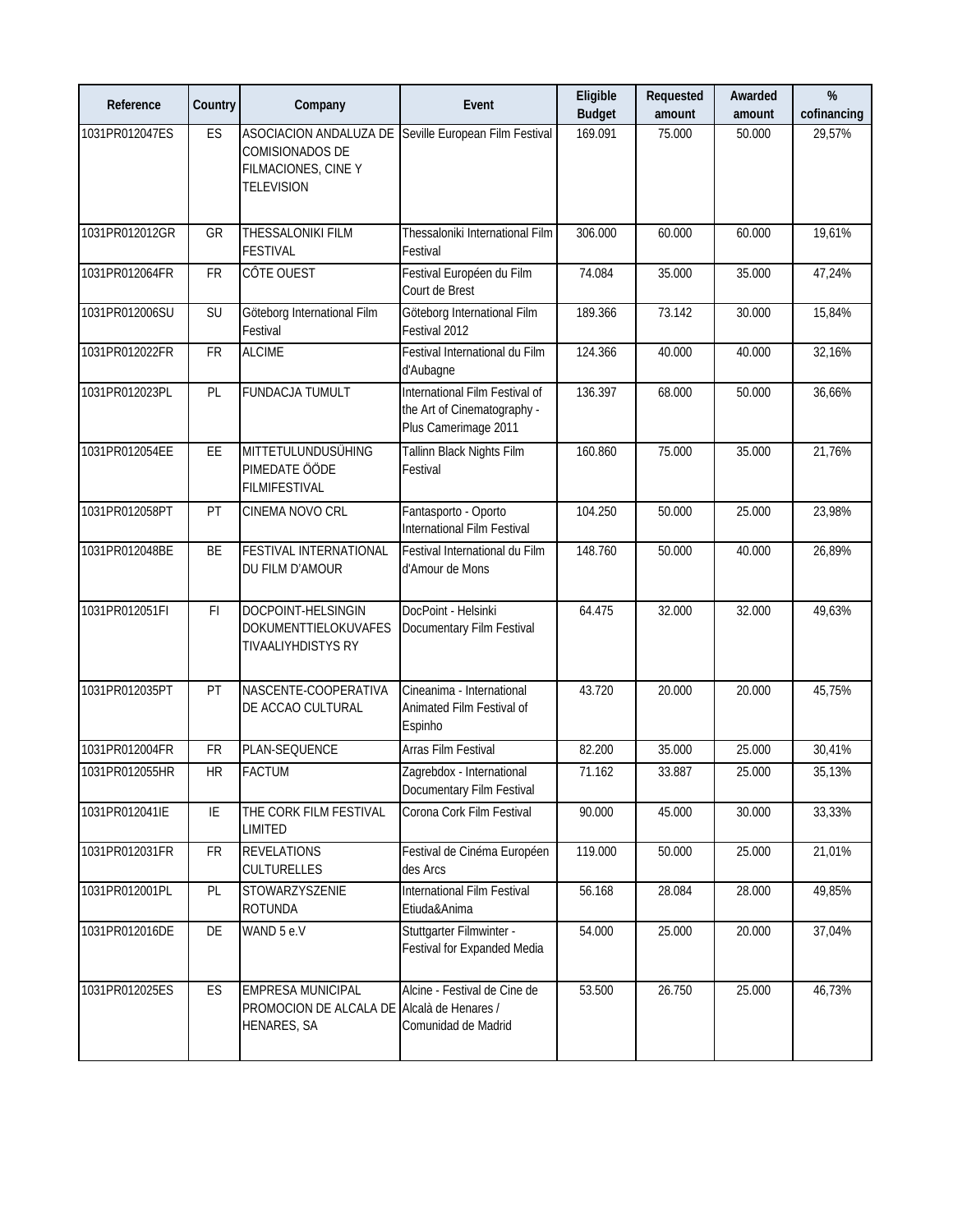| Reference | Country | Company | Event | Eligible Budget | Requested amount | Awarded amount | % cofinancing |
|---|---|---|---|---|---|---|---|
| 1031PR012047ES | ES | ASOCIACION ANDALUZA DE COMISIONADOS DE FILMACIONES, CINE Y TELEVISION | Seville European Film Festival | 169.091 | 75.000 | 50.000 | 29,57% |
| 1031PR012012GR | GR | THESSALONIKI FILM FESTIVAL | Thessaloniki International Film Festival | 306.000 | 60.000 | 60.000 | 19,61% |
| 1031PR012064FR | FR | CÔTE OUEST | Festival Européen du Film Court de Brest | 74.084 | 35.000 | 35.000 | 47,24% |
| 1031PR012006SU | SU | Göteborg International Film Festival | Göteborg International Film Festival 2012 | 189.366 | 73.142 | 30.000 | 15,84% |
| 1031PR012022FR | FR | ALCIME | Festival International du Film d'Aubagne | 124.366 | 40.000 | 40.000 | 32,16% |
| 1031PR012023PL | PL | FUNDACJA TUMULT | International Film Festival of the Art of Cinematography - Plus Camerimage 2011 | 136.397 | 68.000 | 50.000 | 36,66% |
| 1031PR012054EE | EE | MITTETULUNDUSÜHING PIMEDATE ÖÖDE FILMIFESTIVAL | Tallinn Black Nights Film Festival | 160.860 | 75.000 | 35.000 | 21,76% |
| 1031PR012058PT | PT | CINEMA NOVO CRL | Fantasporto - Oporto International Film Festival | 104.250 | 50.000 | 25.000 | 23,98% |
| 1031PR012048BE | BE | FESTIVAL INTERNATIONAL DU FILM D'AMOUR | Festival International du Film d'Amour de Mons | 148.760 | 50.000 | 40.000 | 26,89% |
| 1031PR012051FI | FI | DOCPOINT-HELSINGIN DOKUMENTTIELOKUVAFES TIVAALIYHDISTYS RY | DocPoint - Helsinki Documentary Film Festival | 64.475 | 32.000 | 32.000 | 49,63% |
| 1031PR012035PT | PT | NASCENTE-COOPERATIVA DE ACCAO CULTURAL | Cineanima - International Animated Film Festival of Espinho | 43.720 | 20.000 | 20.000 | 45,75% |
| 1031PR012004FR | FR | PLAN-SEQUENCE | Arras Film Festival | 82.200 | 35.000 | 25.000 | 30,41% |
| 1031PR012055HR | HR | FACTUM | Zagrebdox - International Documentary Film Festival | 71.162 | 33.887 | 25.000 | 35,13% |
| 1031PR012041IE | IE | THE CORK FILM FESTIVAL LIMITED | Corona Cork Film Festival | 90.000 | 45.000 | 30.000 | 33,33% |
| 1031PR012031FR | FR | REVELATIONS CULTURELLES | Festival de Cinéma Européen des Arcs | 119.000 | 50.000 | 25.000 | 21,01% |
| 1031PR012001PL | PL | STOWARZYSZENIE ROTUNDA | International Film Festival Etiuda&Anima | 56.168 | 28.084 | 28.000 | 49,85% |
| 1031PR012016DE | DE | WAND 5 e.V | Stuttgarter Filmwinter - Festival for Expanded Media | 54.000 | 25.000 | 20.000 | 37,04% |
| 1031PR012025ES | ES | EMPRESA MUNICIPAL PROMOCION DE ALCALA DE HENARES, SA | Alcine - Festival de Cine de Alcalà de Henares / Comunidad de Madrid | 53.500 | 26.750 | 25.000 | 46,73% |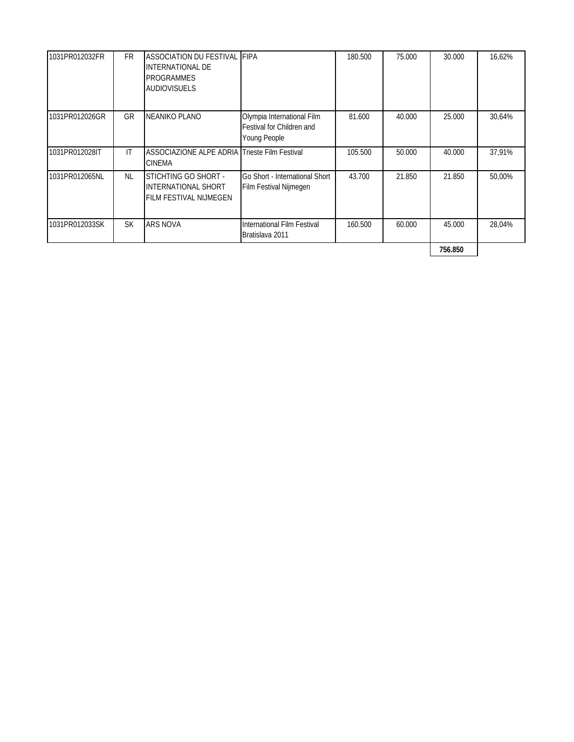| | | | | | | | |
|---|---|---|---|---|---|---|---|
| 1031PR012032FR | FR | ASSOCIATION DU FESTIVAL INTERNATIONAL DE PROGRAMMES AUDIOVISUELS | FIPA | 180.500 | 75.000 | 30.000 | 16,62% |
| 1031PR012026GR | GR | NEANIKO PLANO | Olympia International Film Festival for Children and Young People | 81.600 | 40.000 | 25.000 | 30,64% |
| 1031PR012028IT | IT | ASSOCIAZIONE ALPE ADRIA CINEMA | Trieste Film Festival | 105.500 | 50.000 | 40.000 | 37,91% |
| 1031PR012065NL | NL | STICHTING GO SHORT - INTERNATIONAL SHORT FILM FESTIVAL NIJMEGEN | Go Short - International Short Film Festival Nijmegen | 43.700 | 21.850 | 21.850 | 50,00% |
| 1031PR012033SK | SK | ARS NOVA | International Film Festival Bratislava 2011 | 160.500 | 60.000 | 45.000 | 28,04% |
| | | | | | | **756.850** | |